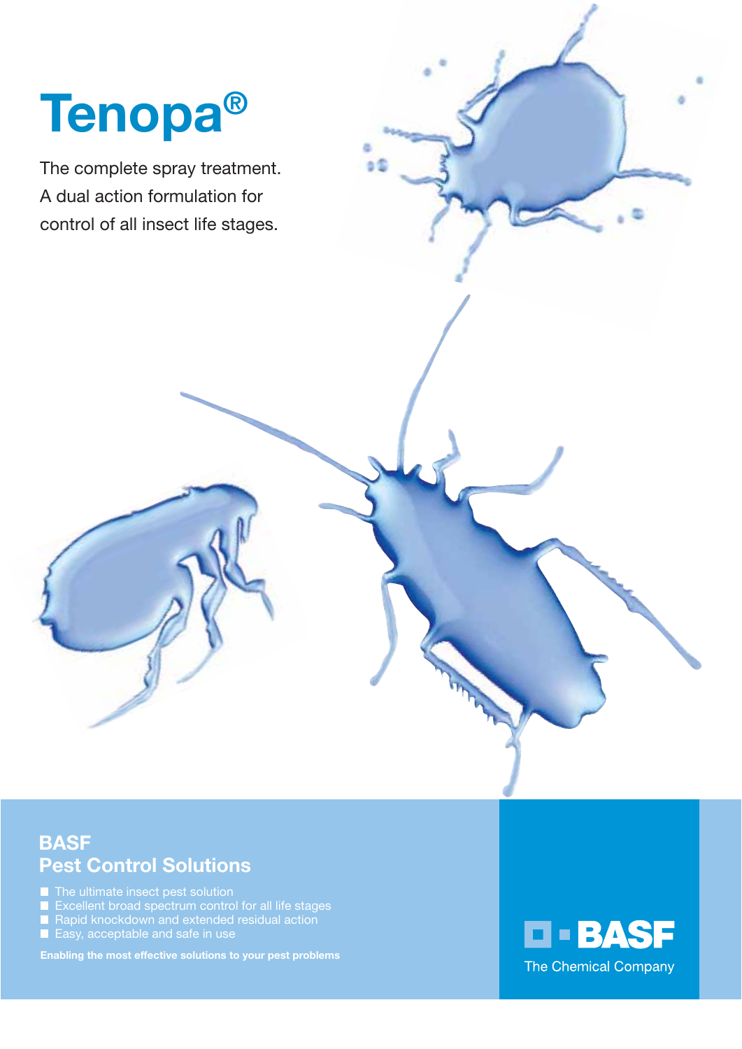# Tenopa®

The complete spray treatment.
A dual action formulation for
control of all insect life stages.

## BASF
## Pest Control Solutions

- The ultimate insect pest solution
- Excellent broad spectrum control for all life stages
- Rapid knockdown and extended residual action
- Easy, acceptable and safe in use

**Enabling the most effective solutions to your pest problems**

BASF
The Chemical Company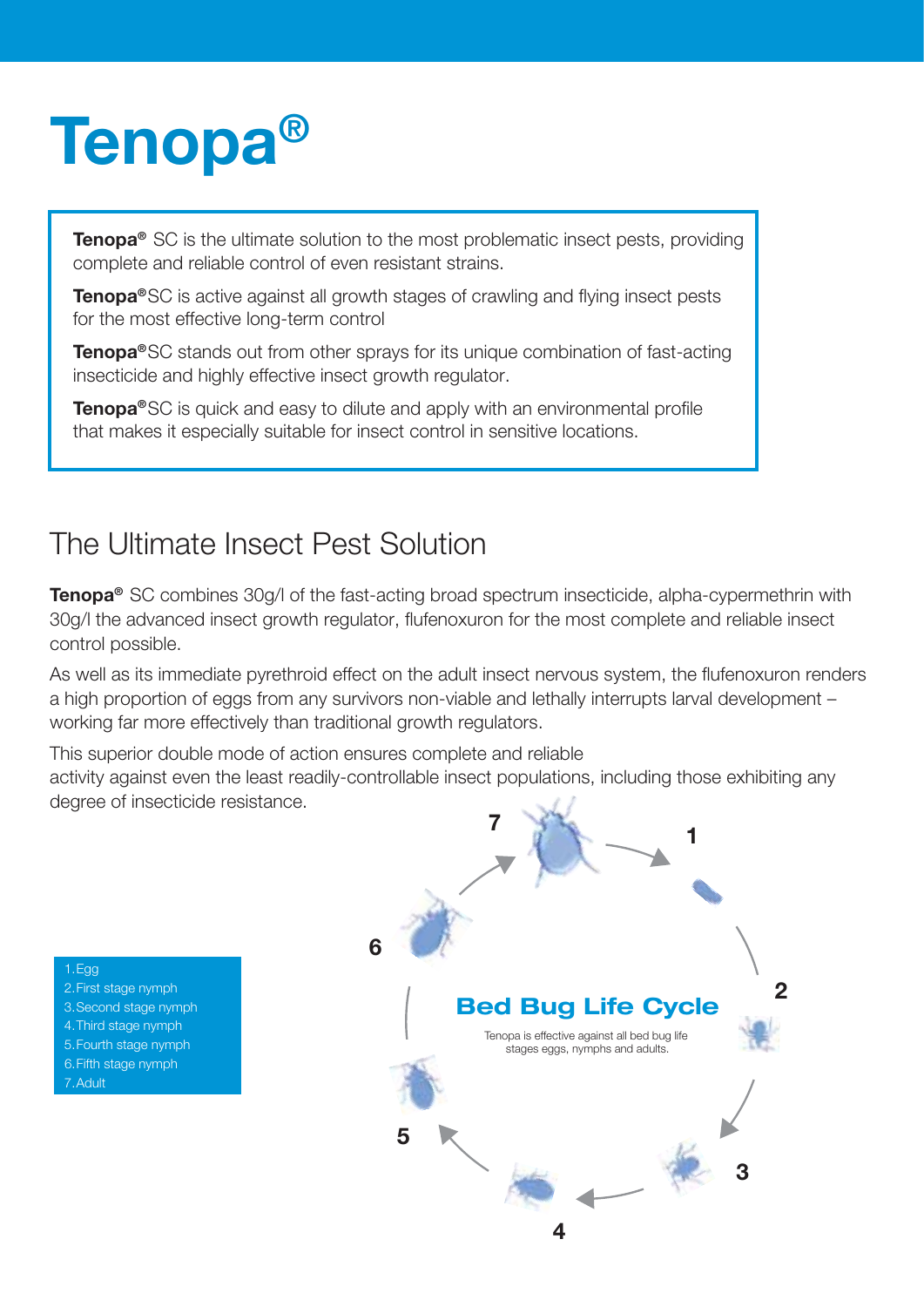# Tenopa®

**Tenopa®** SC is the ultimate solution to the most problematic insect pests, providing complete and reliable control of even resistant strains.

**Tenopa®**SC is active against all growth stages of crawling and flying insect pests for the most effective long-term control

**Tenopa®**SC stands out from other sprays for its unique combination of fast-acting insecticide and highly effective insect growth regulator.

**Tenopa®**SC is quick and easy to dilute and apply with an environmental profile that makes it especially suitable for insect control in sensitive locations.

## The Ultimate Insect Pest Solution

**Tenopa®** SC combines 30g/l of the fast-acting broad spectrum insecticide, alpha-cypermethrin with 30g/l the advanced insect growth regulator, flufenoxuron for the most complete and reliable insect control possible.

As well as its immediate pyrethroid effect on the adult insect nervous system, the flufenoxuron renders a high proportion of eggs from any survivors non-viable and lethally interrupts larval development – working far more effectively than traditional growth regulators.

This superior double mode of action ensures complete and reliable activity against even the least readily-controllable insect populations, including those exhibiting any degree of insecticide resistance.

1. Egg
2. First stage nymph
3. Second stage nymph
4. Third stage nymph
5. Fourth stage nymph
6. Fifth stage nymph
7. Adult

**Bed Bug Life Cycle**

Tenopa is effective against all bed bug life stages eggs, nymphs and adults.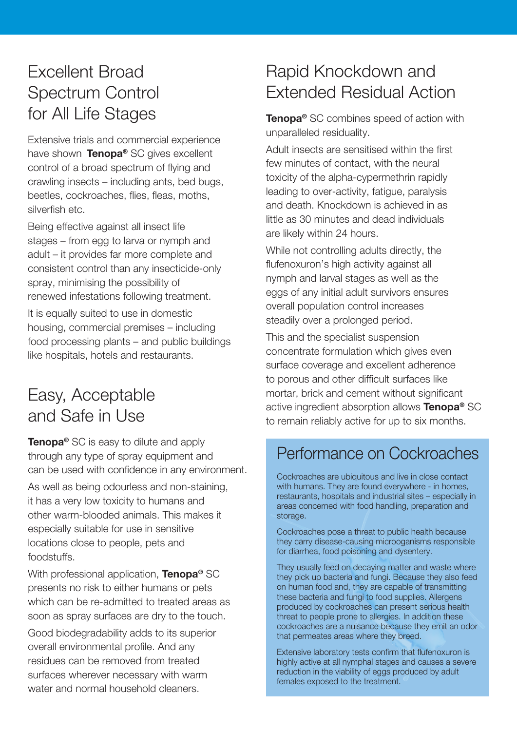## Excellent Broad Spectrum Control for All Life Stages

Extensive trials and commercial experience have shown **Tenopa®** SC gives excellent control of a broad spectrum of flying and crawling insects – including ants, bed bugs, beetles, cockroaches, flies, fleas, moths, silverfish etc.

Being effective against all insect life stages – from egg to larva or nymph and adult – it provides far more complete and consistent control than any insecticide-only spray, minimising the possibility of renewed infestations following treatment.

It is equally suited to use in domestic housing, commercial premises – including food processing plants – and public buildings like hospitals, hotels and restaurants.

## Easy, Acceptable and Safe in Use

**Tenopa®** SC is easy to dilute and apply through any type of spray equipment and can be used with confidence in any environment.

As well as being odourless and non-staining, it has a very low toxicity to humans and other warm-blooded animals. This makes it especially suitable for use in sensitive locations close to people, pets and foodstuffs.

With professional application, **Tenopa®** SC presents no risk to either humans or pets which can be re-admitted to treated areas as soon as spray surfaces are dry to the touch.

Good biodegradability adds to its superior overall environmental profile. And any residues can be removed from treated surfaces wherever necessary with warm water and normal household cleaners.

## Rapid Knockdown and Extended Residual Action

**Tenopa®** SC combines speed of action with unparalleled residuality.

Adult insects are sensitised within the first few minutes of contact, with the neural toxicity of the alpha-cypermethrin rapidly leading to over-activity, fatigue, paralysis and death. Knockdown is achieved in as little as 30 minutes and dead individuals are likely within 24 hours.

While not controlling adults directly, the flufenoxuron's high activity against all nymph and larval stages as well as the eggs of any initial adult survivors ensures overall population control increases steadily over a prolonged period.

This and the specialist suspension concentrate formulation which gives even surface coverage and excellent adherence to porous and other difficult surfaces like mortar, brick and cement without significant active ingredient absorption allows **Tenopa®** SC to remain reliably active for up to six months.

## Performance on Cockroaches

Cockroaches are ubiquitous and live in close contact with humans. They are found everywhere - in homes, restaurants, hospitals and industrial sites – especially in areas concerned with food handling, preparation and storage.

Cockroaches pose a threat to public health because they carry disease-causing microoganisms responsible for diarrhea, food poisoning and dysentery.

They usually feed on decaying matter and waste where they pick up bacteria and fungi. Because they also feed on human food and, they are capable of transmitting these bacteria and fungi to food supplies. Allergens produced by cockroaches can present serious health threat to people prone to allergies. In addition these cockroaches are a nuisance because they emit an odor that permeates areas where they breed.

Extensive laboratory tests confirm that flufenoxuron is highly active at all nymphal stages and causes a severe reduction in the viability of eggs produced by adult females exposed to the treatment.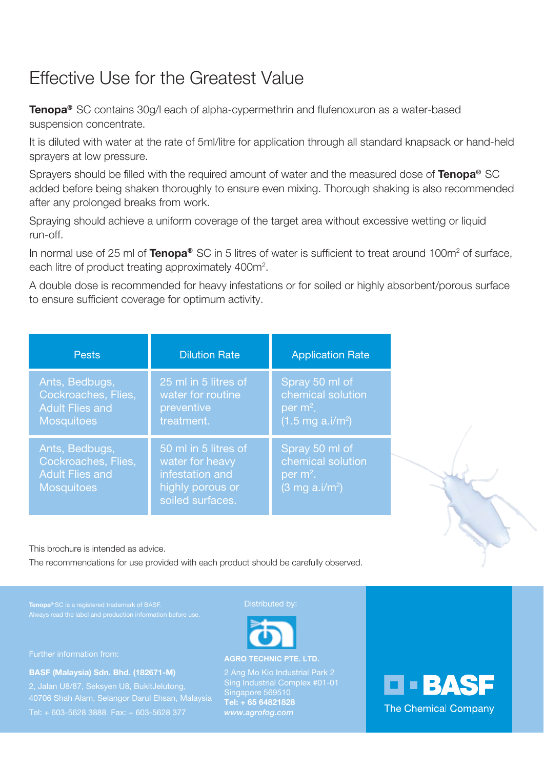# Effective Use for the Greatest Value

**Tenopa®** SC contains 30g/l each of alpha-cypermethrin and flufenoxuron as a water-based suspension concentrate.

It is diluted with water at the rate of 5ml/litre for application through all standard knapsack or hand-held sprayers at low pressure.

Sprayers should be filled with the required amount of water and the measured dose of **Tenopa®** SC added before being shaken thoroughly to ensure even mixing. Thorough shaking is also recommended after any prolonged breaks from work.

Spraying should achieve a uniform coverage of the target area without excessive wetting or liquid run-off.

In normal use of 25 ml of **Tenopa®** SC in 5 litres of water is sufficient to treat around $100m^2$ of surface, each litre of product treating approximately $400m^2$.

A double dose is recommended for heavy infestations or for soiled or highly absorbent/porous surface to ensure sufficient coverage for optimum activity.

| Pests | Dilution Rate | Application Rate |
|---|---|---|
| Ants, Bedbugs, Cockroaches, Flies, Adult Flies and Mosquitoes | 25 ml in 5 litres of water for routine preventive treatment. | Spray 50 ml of chemical solution per $m^2$. (1.5 mg a.i/$m^2$) |
| Ants, Bedbugs, Cockroaches, Flies, Adult Flies and Mosquitoes | 50 ml in 5 litres of water for heavy infestation and highly porous or soiled surfaces. | Spray 50 ml of chemical solution per $m^2$. (3 mg a.i/$m^2$) |

This brochure is intended as advice.

The recommendations for use provided with each product should be carefully observed.

**Tenopa®** SC is a registered trademark of BASF.
Always read the label and production information before use.

Further information from:

**BASF (Malaysia) Sdn. Bhd. (182671-M)**
2, Jalan U8/87, Seksyen U8, BukitJelutong,
40706 Shah Alam, Selangor Darul Ehsan, Malaysia
Tel: + 603-5628 3888 Fax: + 603-5628 377

Distributed by:

**AGRO TECHNIC PTE. LTD.**
2 Ang Mo Kio Industrial Park 2
Sing Industrial Complex #01-01
Singapore 569510
**Tel: + 65 64821828**
***www.agrofog.com***

BASF
The Chemical Company